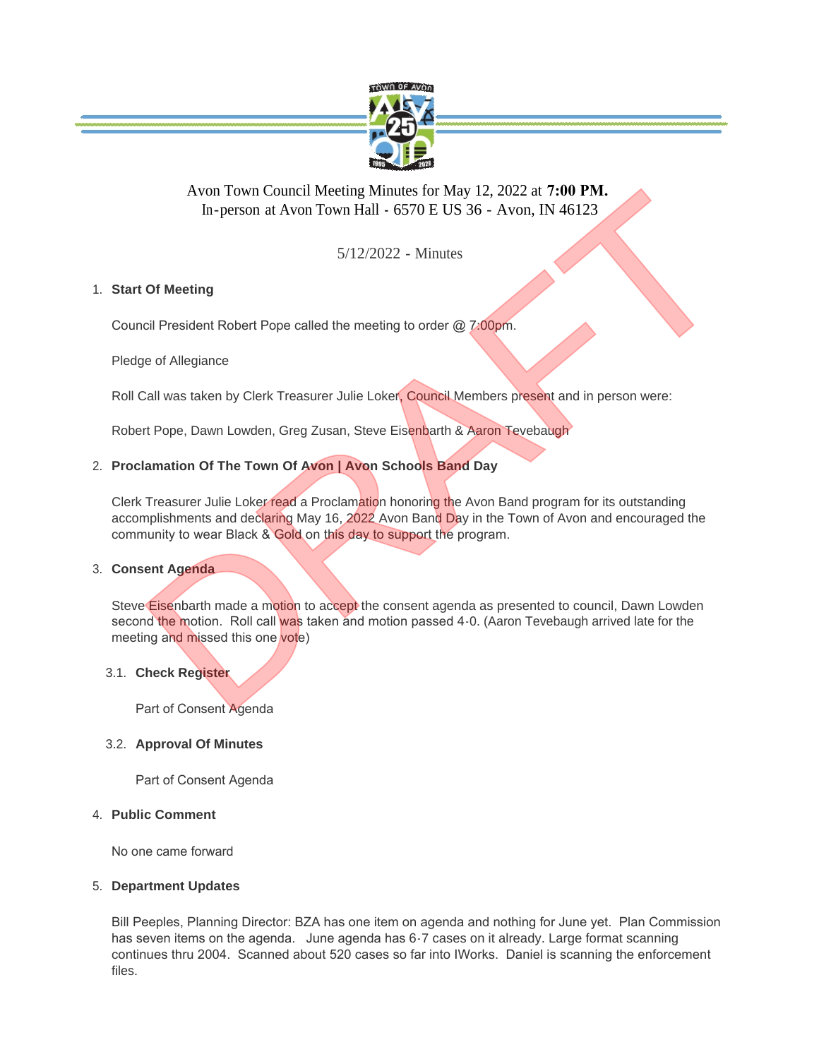Avon Town Council Meeting Minutes for May 12, 2022 at **7:00 PM.**
In-person at Avon Town Hall - 6570 E US 36 - Avon, IN 46123

5/12/2022 - Minutes

1. **Start Of Meeting**

   Council President Robert Pope called the meeting to order @ 7:00pm.

   Pledge of Allegiance

   Roll Call was taken by Clerk Treasurer Julie Loker, Council Members present and in person were:

   Robert Pope, Dawn Lowden, Greg Zusan, Steve Eisenbarth & Aaron Tevebaugh

2. **Proclamation Of The Town Of Avon | Avon Schools Band Day**

   Clerk Treasurer Julie Loker read a Proclamation honoring the Avon Band program for its outstanding accomplishments and declaring May 16, 2022 Avon Band Day in the Town of Avon and encouraged the community to wear Black & Gold on this day to support the program.

3. **Consent Agenda**

   Steve Eisenbarth made a motion to accept the consent agenda as presented to council, Dawn Lowden second the motion. Roll call was taken and motion passed 4-0. (Aaron Tevebaugh arrived late for the meeting and missed this one vote)

   3.1. **Check Register**

   Part of Consent Agenda

   3.2. **Approval Of Minutes**

   Part of Consent Agenda

4. **Public Comment**

   No one came forward

5. **Department Updates**

   Bill Peeples, Planning Director: BZA has one item on agenda and nothing for June yet. Plan Commission has seven items on the agenda. June agenda has 6-7 cases on it already. Large format scanning continues thru 2004. Scanned about 520 cases so far into IWorks. Daniel is scanning the enforcement files.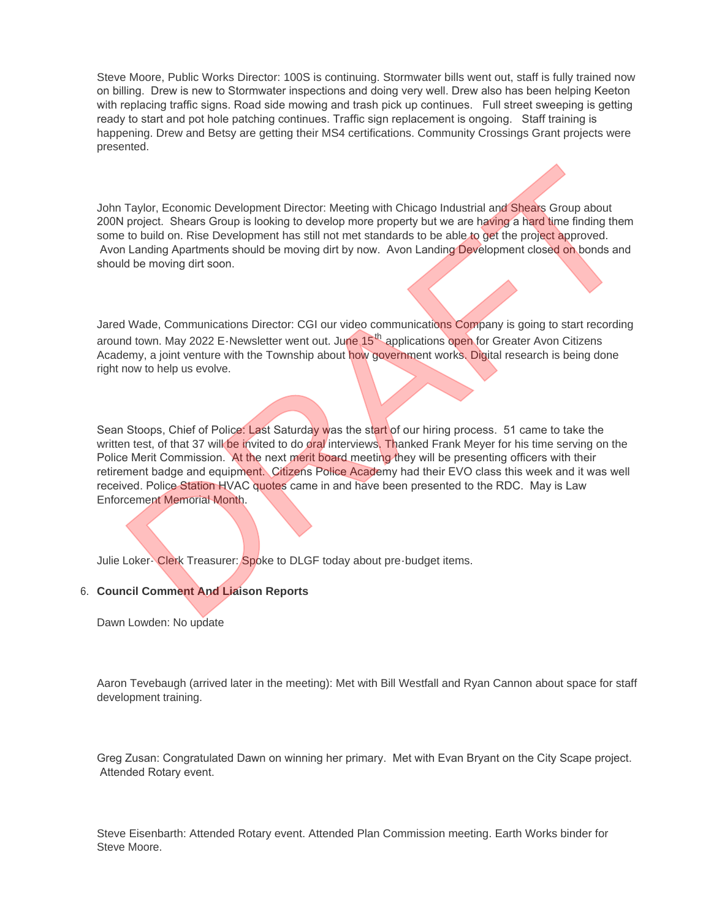Steve Moore, Public Works Director: 100S is continuing. Stormwater bills went out, staff is fully trained now on billing. Drew is new to Stormwater inspections and doing very well. Drew also has been helping Keeton with replacing traffic signs. Road side mowing and trash pick up continues. Full street sweeping is getting ready to start and pot hole patching continues. Traffic sign replacement is ongoing. Staff training is happening. Drew and Betsy are getting their MS4 certifications. Community Crossings Grant projects were presented.

John Taylor, Economic Development Director: Meeting with Chicago Industrial and Shears Group about 200N project. Shears Group is looking to develop more property but we are having a hard time finding them some to build on. Rise Development has still not met standards to be able to get the project approved. Avon Landing Apartments should be moving dirt by now. Avon Landing Development closed on bonds and should be moving dirt soon.

Jared Wade, Communications Director: CGI our video communications Company is going to start recording around town. May 2022 E-Newsletter went out. June 15th applications open for Greater Avon Citizens Academy, a joint venture with the Township about how government works. Digital research is being done right now to help us evolve.

Sean Stoops, Chief of Police: Last Saturday was the start of our hiring process. 51 came to take the written test, of that 37 will be invited to do oral interviews. Thanked Frank Meyer for his time serving on the Police Merit Commission. At the next merit board meeting they will be presenting officers with their retirement badge and equipment. Citizens Police Academy had their EVO class this week and it was well received. Police Station HVAC quotes came in and have been presented to the RDC. May is Law Enforcement Memorial Month.

Julie Loker- Clerk Treasurer: Spoke to DLGF today about pre-budget items.

6. **Council Comment And Liaison Reports**

Dawn Lowden: No update

Aaron Tevebaugh (arrived later in the meeting): Met with Bill Westfall and Ryan Cannon about space for staff development training.

Greg Zusan: Congratulated Dawn on winning her primary. Met with Evan Bryant on the City Scape project. Attended Rotary event.

Steve Eisenbarth: Attended Rotary event. Attended Plan Commission meeting. Earth Works binder for Steve Moore.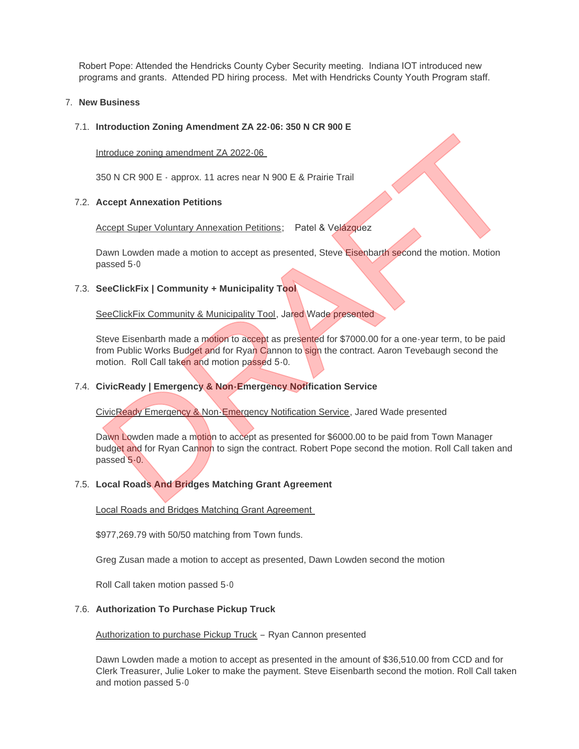Robert Pope: Attended the Hendricks County Cyber Security meeting. Indiana IOT introduced new programs and grants. Attended PD hiring process. Met with Hendricks County Youth Program staff.

7. **New Business**

7.1. **Introduction Zoning Amendment ZA 22-06: 350 N CR 900 E**

Introduce zoning amendment ZA 2022-06

350 N CR 900 E - approx. 11 acres near N 900 E & Prairie Trail

7.2. **Accept Annexation Petitions**

Accept Super Voluntary Annexation Petitions; Patel & Velázquez

Dawn Lowden made a motion to accept as presented, Steve Eisenbarth second the motion. Motion passed 5-0

7.3. **SeeClickFix | Community + Municipality Tool**

SeeClickFix Community & Municipality Tool, Jared Wade presented

Steve Eisenbarth made a motion to accept as presented for $7000.00 for a one-year term, to be paid from Public Works Budget and for Ryan Cannon to sign the contract. Aaron Tevebaugh second the motion. Roll Call taken and motion passed 5-0.

7.4. **CivicReady | Emergency & Non-Emergency Notification Service**

CivicReady Emergency & Non-Emergency Notification Service, Jared Wade presented

Dawn Lowden made a motion to accept as presented for $6000.00 to be paid from Town Manager budget and for Ryan Cannon to sign the contract. Robert Pope second the motion. Roll Call taken and passed 5-0.

7.5. **Local Roads And Bridges Matching Grant Agreement**

Local Roads and Bridges Matching Grant Agreement

$977,269.79 with 50/50 matching from Town funds.

Greg Zusan made a motion to accept as presented, Dawn Lowden second the motion

Roll Call taken motion passed 5-0

7.6. **Authorization To Purchase Pickup Truck**

Authorization to purchase Pickup Truck – Ryan Cannon presented

Dawn Lowden made a motion to accept as presented in the amount of $36,510.00 from CCD and for Clerk Treasurer, Julie Loker to make the payment. Steve Eisenbarth second the motion. Roll Call taken and motion passed 5-0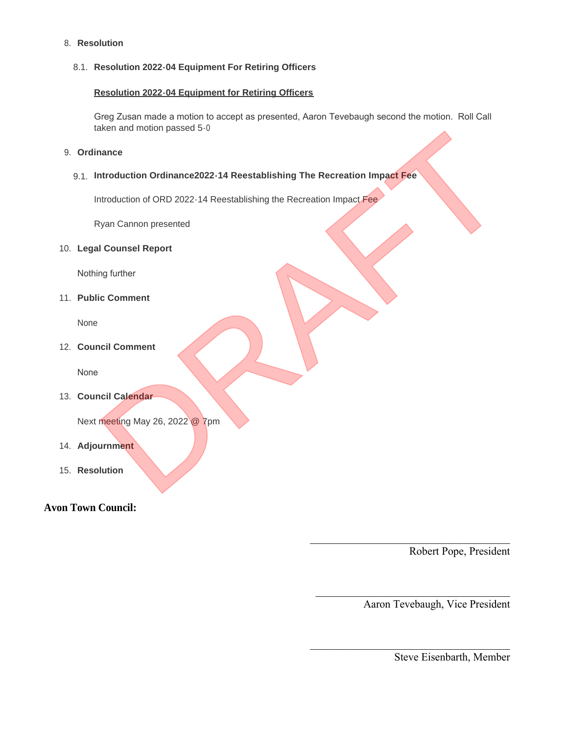8. **Resolution**

   8.1. **Resolution 2022-04 Equipment For Retiring Officers**

   **Resolution 2022-04 Equipment for Retiring Officers**

   Greg Zusan made a motion to accept as presented, Aaron Tevebaugh second the motion. Roll Call taken and motion passed 5-0

9. **Ordinance**

   9.1. **Introduction Ordinance2022-14 Reestablishing The Recreation Impact Fee**

   Introduction of ORD 2022-14 Reestablishing the Recreation Impact Fee

   Ryan Cannon presented

10. **Legal Counsel Report**

    Nothing further

11. **Public Comment**

    None

12. **Council Comment**

    None

13. **Council Calendar**

    Next meeting May 26, 2022 @ 7pm

14. **Adjournment**

15. **Resolution**

DRAFT

**Avon Town Council:**

\_\_\_\_\_\_\_\_\_\_\_\_\_\_\_\_\_\_\_\_\_\_\_\_\_\_\_\_\_\_
Robert Pope, President

\_\_\_\_\_\_\_\_\_\_\_\_\_\_\_\_\_\_\_\_\_\_\_\_\_\_\_\_\_\_
Aaron Tevebaugh, Vice President

\_\_\_\_\_\_\_\_\_\_\_\_\_\_\_\_\_\_\_\_\_\_\_\_\_\_\_\_\_\_
Steve Eisenbarth, Member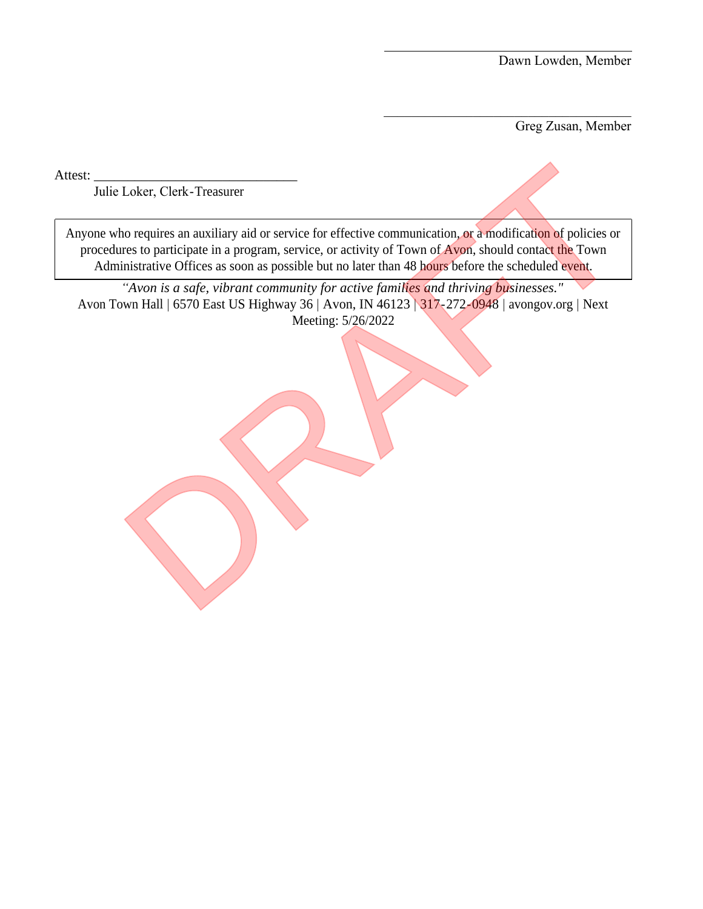\_\_\_\_\_\_\_\_\_\_\_\_\_\_\_\_\_\_\_\_\_\_\_\_\_\_\_\_\_\_\_\_

Dawn Lowden, Member

\_\_\_\_\_\_\_\_\_\_\_\_\_\_\_\_\_\_\_\_\_\_\_\_\_\_\_\_\_\_\_\_

Greg Zusan, Member

Attest: \_\_\_\_\_\_\_\_\_\_\_\_\_\_\_\_\_\_\_\_\_\_\_\_\_\_\_\_\_\_

Julie Loker, Clerk-Treasurer

Anyone who requires an auxiliary aid or service for effective communication, or a modification of policies or procedures to participate in a program, service, or activity of Town of Avon, should contact the Town Administrative Offices as soon as possible but no later than 48 hours before the scheduled event.

*"Avon is a safe, vibrant community for active families and thriving businesses."*

Avon Town Hall | 6570 East US Highway 36 | Avon, IN 46123 | 317-272-0948 | avongov.org | Next Meeting: 5/26/2022

DRAFT